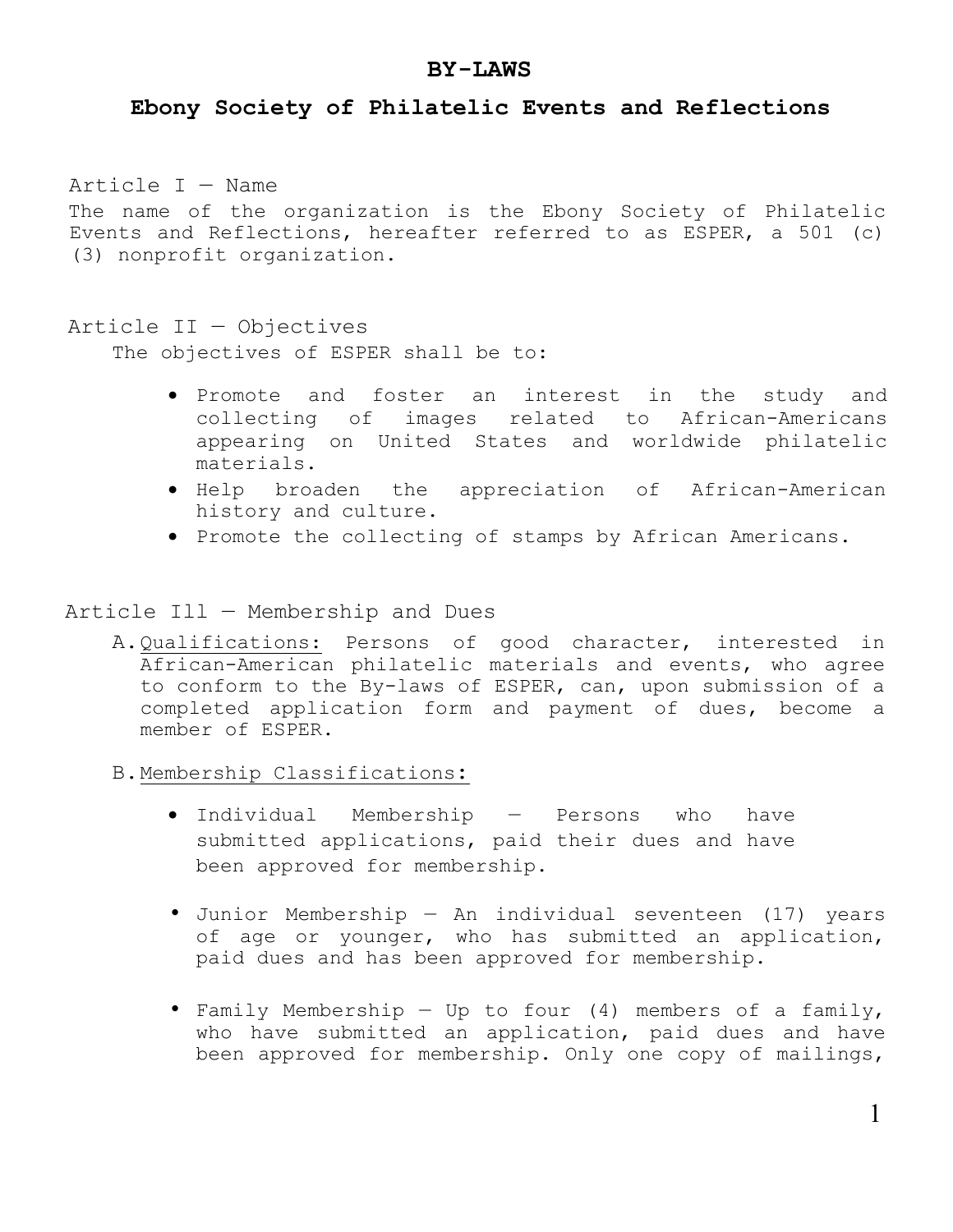# BY-LAWS

## Ebony Society of Philatelic Events and Reflections

### Article I — Name

The name of the organization is the Ebony Society of Philatelic Events and Reflections, hereafter referred to as ESPER, a 501 (c) (3) nonprofit organization.

### Article II — Objectives

The objectives of ESPER shall be to:

- Promote and foster an interest in the study and collecting of images related to African-Americans appearing on United States and worldwide philatelic materials.
- Help broaden the appreciation of African-American history and culture.
- Promote the collecting of stamps by African Americans.

### Article Ill — Membership and Dues

A. Qualifications: Persons of good character, interested in African-American philatelic materials and events, who agree to conform to the By-laws of ESPER, can, upon submission of a completed application form and payment of dues, become a member of ESPER.

B. Membership Classifications:

- Individual Membership — Persons who have submitted applications, paid their dues and have been approved for membership.
- Junior Membership — An individual seventeen (17) years of age or younger, who has submitted an application, paid dues and has been approved for membership.
- Family Membership — Up to four (4) members of a family, who have submitted an application, paid dues and have been approved for membership. Only one copy of mailings,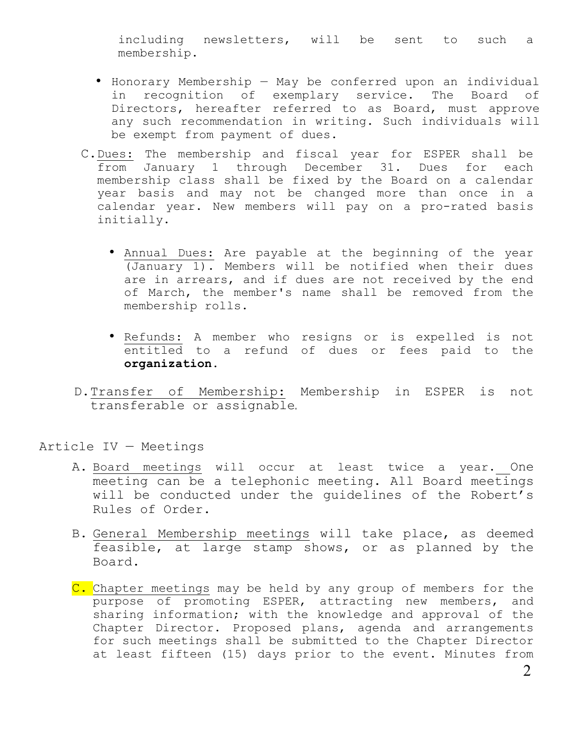including newsletters, will be sent to such a membership.

- Honorary Membership — May be conferred upon an individual in recognition of exemplary service. The Board of Directors, hereafter referred to as Board, must approve any such recommendation in writing. Such individuals will be exempt from payment of dues.

C. <u>Dues:</u> The membership and fiscal year for ESPER shall be from January 1 through December 31. Dues for each membership class shall be fixed by the Board on a calendar year basis and may not be changed more than once in a calendar year. New members will pay on a pro-rated basis initially.

- <u>Annual Dues:</u> Are payable at the beginning of the year (January 1). Members will be notified when their dues are in arrears, and if dues are not received by the end of March, the member's name shall be removed from the membership rolls.

- <u>Refunds:</u> A member who resigns or is expelled is not entitled to a refund of dues or fees paid to the **organization.**

D. <u>Transfer of Membership:</u> Membership in ESPER is not transferable or assignable.

Article IV — Meetings

A. <u>Board meetings</u> will occur at least twice a year. One meeting can be a telephonic meeting. All Board meetings will be conducted under the guidelines of the Robert's Rules of Order.

B. <u>General Membership meetings</u> will take place, as deemed feasible, at large stamp shows, or as planned by the Board.

C. <u>Chapter meetings</u> may be held by any group of members for the purpose of promoting ESPER, attracting new members, and sharing information; with the knowledge and approval of the Chapter Director. Proposed plans, agenda and arrangements for such meetings shall be submitted to the Chapter Director at least fifteen (15) days prior to the event. Minutes from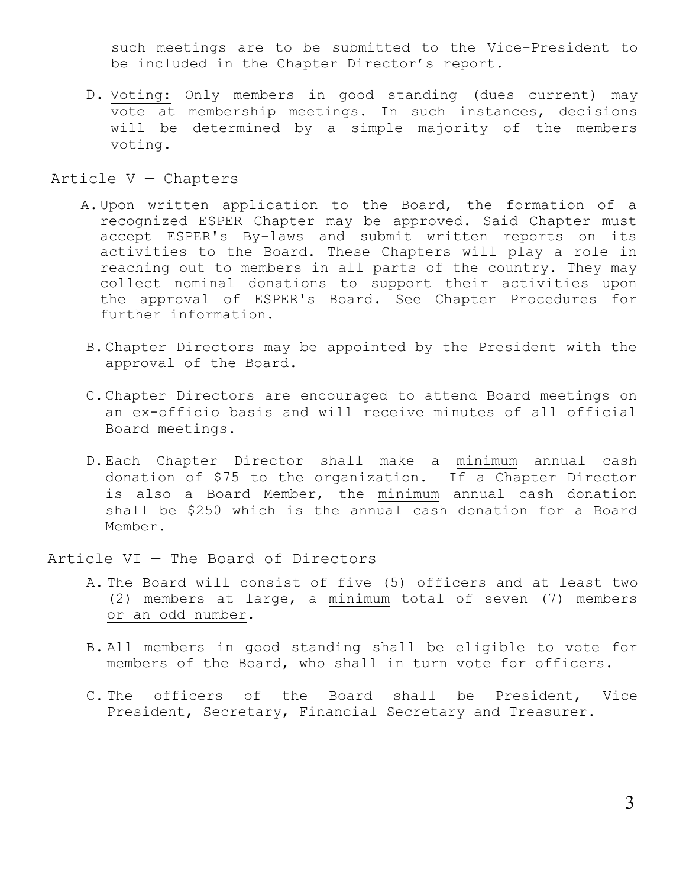such meetings are to be submitted to the Vice-President to be included in the Chapter Director's report.

D. <u>Voting:</u> Only members in good standing (dues current) may vote at membership meetings. In such instances, decisions will be determined by a simple majority of the members voting.

## Article V — Chapters

A. Upon written application to the Board, the formation of a recognized ESPER Chapter may be approved. Said Chapter must accept ESPER's By-laws and submit written reports on its activities to the Board. These Chapters will play a role in reaching out to members in all parts of the country. They may collect nominal donations to support their activities upon the approval of ESPER's Board. See Chapter Procedures for further information.

B. Chapter Directors may be appointed by the President with the approval of the Board.

C. Chapter Directors are encouraged to attend Board meetings on an ex-officio basis and will receive minutes of all official Board meetings.

D. Each Chapter Director shall make a <u>minimum</u> annual cash donation of $75 to the organization. If a Chapter Director is also a Board Member, the <u>minimum</u> annual cash donation shall be $250 which is the annual cash donation for a Board Member.

## Article VI — The Board of Directors

A. The Board will consist of five (5) officers and <u>at least</u> two (2) members at large, a <u>minimum</u> total of seven (7) members <u>or an odd number</u>.

B. All members in good standing shall be eligible to vote for members of the Board, who shall in turn vote for officers.

C. The officers of the Board shall be President, Vice President, Secretary, Financial Secretary and Treasurer.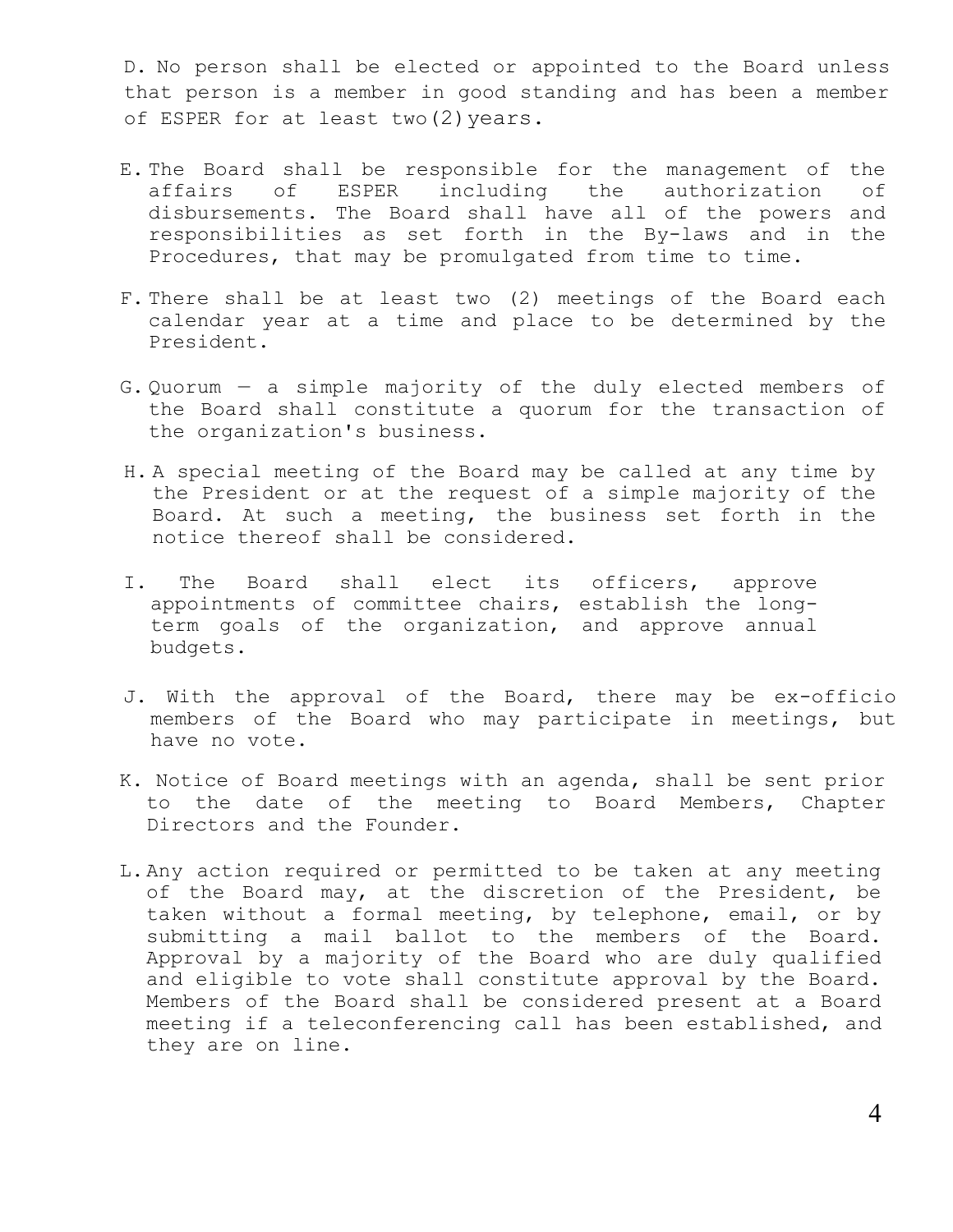D. No person shall be elected or appointed to the Board unless that person is a member in good standing and has been a member of ESPER for at least two (2) years.

E. The Board shall be responsible for the management of the affairs of ESPER including the authorization of disbursements. The Board shall have all of the powers and responsibilities as set forth in the By-laws and in the Procedures, that may be promulgated from time to time.

F. There shall be at least two (2) meetings of the Board each calendar year at a time and place to be determined by the President.

G. Quorum — a simple majority of the duly elected members of the Board shall constitute a quorum for the transaction of the organization's business.

H. A special meeting of the Board may be called at any time by the President or at the request of a simple majority of the Board. At such a meeting, the business set forth in the notice thereof shall be considered.

I. The Board shall elect its officers, approve appointments of committee chairs, establish the long-term goals of the organization, and approve annual budgets.

J. With the approval of the Board, there may be ex-officio members of the Board who may participate in meetings, but have no vote.

K. Notice of Board meetings with an agenda, shall be sent prior to the date of the meeting to Board Members, Chapter Directors and the Founder.

L. Any action required or permitted to be taken at any meeting of the Board may, at the discretion of the President, be taken without a formal meeting, by telephone, email, or by submitting a mail ballot to the members of the Board. Approval by a majority of the Board who are duly qualified and eligible to vote shall constitute approval by the Board. Members of the Board shall be considered present at a Board meeting if a teleconferencing call has been established, and they are on line.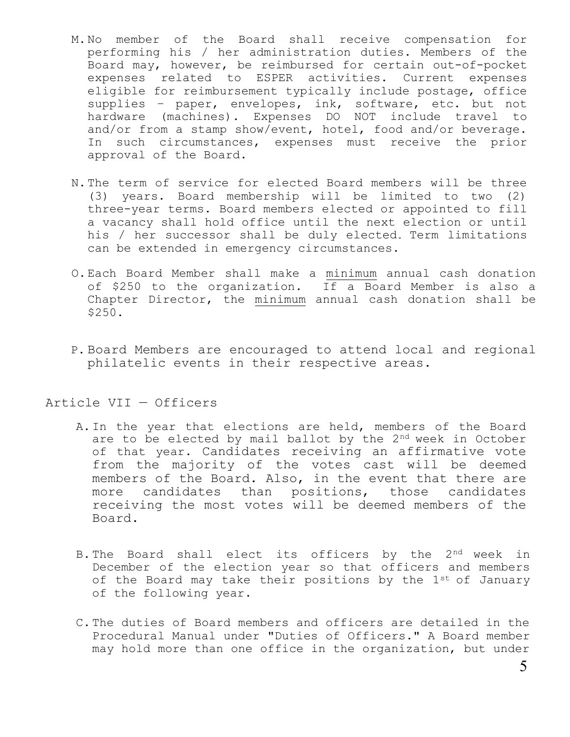M. No member of the Board shall receive compensation for performing his / her administration duties. Members of the Board may, however, be reimbursed for certain out-of-pocket expenses related to ESPER activities. Current expenses eligible for reimbursement typically include postage, office supplies – paper, envelopes, ink, software, etc. but not hardware (machines). Expenses DO NOT include travel to and/or from a stamp show/event, hotel, food and/or beverage. In such circumstances, expenses must receive the prior approval of the Board.

N. The term of service for elected Board members will be three (3) years. Board membership will be limited to two (2) three-year terms. Board members elected or appointed to fill a vacancy shall hold office until the next election or until his / her successor shall be duly elected. Term limitations can be extended in emergency circumstances.

O. Each Board Member shall make a <u>minimum</u> annual cash donation of \$250 to the organization. If a Board Member is also a Chapter Director, the <u>minimum</u> annual cash donation shall be \$250.

P. Board Members are encouraged to attend local and regional philatelic events in their respective areas.

## Article VII — Officers

A. In the year that elections are held, members of the Board are to be elected by mail ballot by the 2nd week in October of that year. Candidates receiving an affirmative vote from the majority of the votes cast will be deemed members of the Board. Also, in the event that there are more candidates than positions, those candidates receiving the most votes will be deemed members of the Board.

B. The Board shall elect its officers by the 2nd week in December of the election year so that officers and members of the Board may take their positions by the 1st of January of the following year.

C. The duties of Board members and officers are detailed in the Procedural Manual under "Duties of Officers." A Board member may hold more than one office in the organization, but under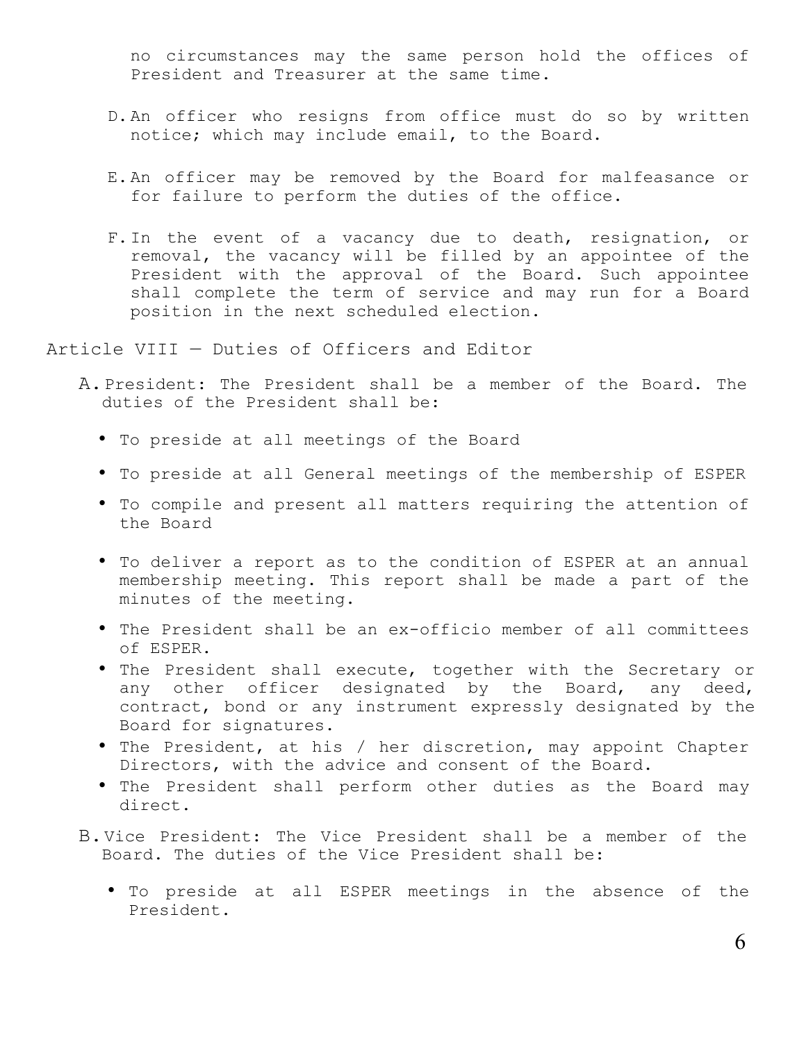no circumstances may the same person hold the offices of President and Treasurer at the same time.

D. An officer who resigns from office must do so by written notice; which may include email, to the Board.

E. An officer may be removed by the Board for malfeasance or for failure to perform the duties of the office.

F. In the event of a vacancy due to death, resignation, or removal, the vacancy will be filled by an appointee of the President with the approval of the Board. Such appointee shall complete the term of service and may run for a Board position in the next scheduled election.

## Article VIII — Duties of Officers and Editor

A. President: The President shall be a member of the Board. The duties of the President shall be:

- To preside at all meetings of the Board
- To preside at all General meetings of the membership of ESPER
- To compile and present all matters requiring the attention of the Board
- To deliver a report as to the condition of ESPER at an annual membership meeting. This report shall be made a part of the minutes of the meeting.
- The President shall be an ex-officio member of all committees of ESPER.
- The President shall execute, together with the Secretary or any other officer designated by the Board, any deed, contract, bond or any instrument expressly designated by the Board for signatures.
- The President, at his / her discretion, may appoint Chapter Directors, with the advice and consent of the Board.
- The President shall perform other duties as the Board may direct.

B. Vice President: The Vice President shall be a member of the Board. The duties of the Vice President shall be:

- To preside at all ESPER meetings in the absence of the President.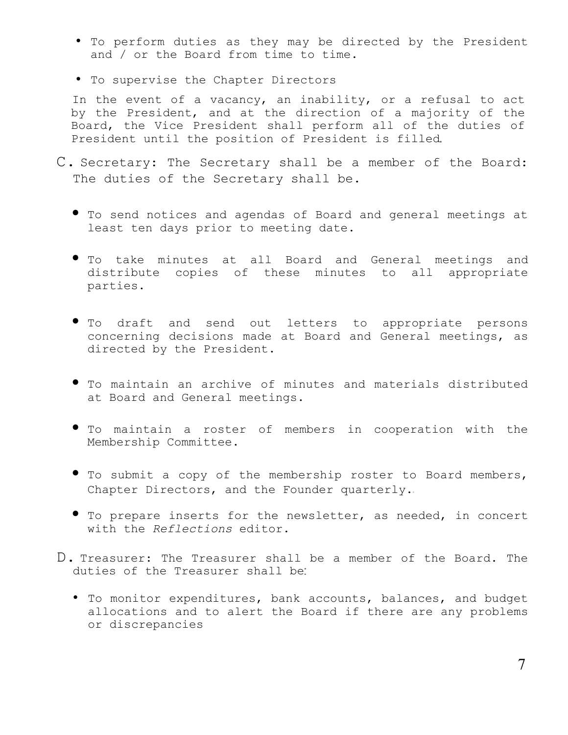- To perform duties as they may be directed by the President and / or the Board from time to time.
- To supervise the Chapter Directors

In the event of a vacancy, an inability, or a refusal to act by the President, and at the direction of a majority of the Board, the Vice President shall perform all of the duties of President until the position of President is filled.

C. Secretary: The Secretary shall be a member of the Board: The duties of the Secretary shall be.

- To send notices and agendas of Board and general meetings at least ten days prior to meeting date.
- To take minutes at all Board and General meetings and distribute copies of these minutes to all appropriate parties.
- To draft and send out letters to appropriate persons concerning decisions made at Board and General meetings, as directed by the President.
- To maintain an archive of minutes and materials distributed at Board and General meetings.
- To maintain a roster of members in cooperation with the Membership Committee.
- To submit a copy of the membership roster to Board members, Chapter Directors, and the Founder quarterly.
- To prepare inserts for the newsletter, as needed, in concert with the *Reflections* editor.

D. Treasurer: The Treasurer shall be a member of the Board. The duties of the Treasurer shall be:

- To monitor expenditures, bank accounts, balances, and budget allocations and to alert the Board if there are any problems or discrepancies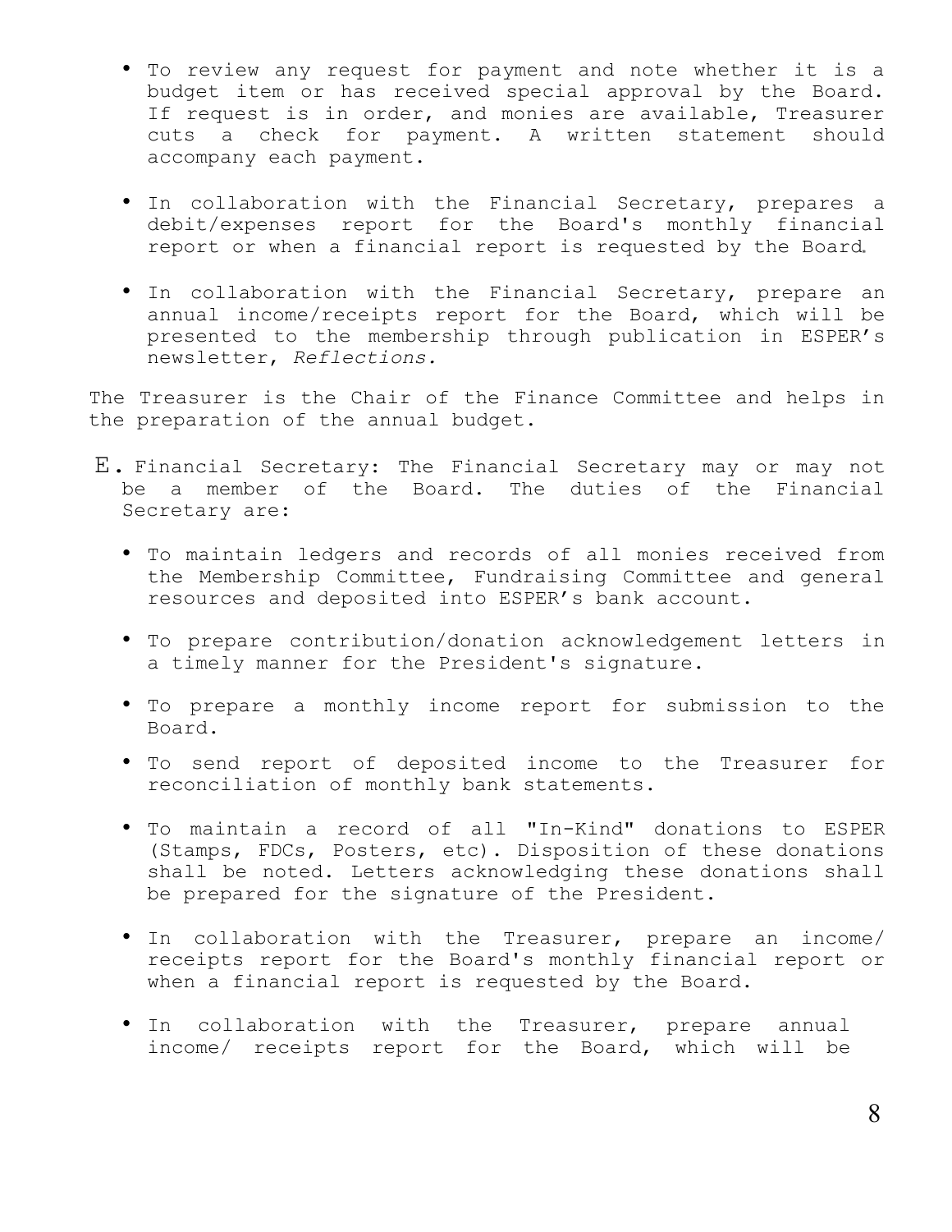- To review any request for payment and note whether it is a budget item or has received special approval by the Board. If request is in order, and monies are available, Treasurer cuts a check for payment. A written statement should accompany each payment.

- In collaboration with the Financial Secretary, prepares a debit/expenses report for the Board's monthly financial report or when a financial report is requested by the Board.

- In collaboration with the Financial Secretary, prepare an annual income/receipts report for the Board, which will be presented to the membership through publication in ESPER's newsletter, *Reflections.*

The Treasurer is the Chair of the Finance Committee and helps in the preparation of the annual budget.

E. Financial Secretary: The Financial Secretary may or may not be a member of the Board. The duties of the Financial Secretary are:

- To maintain ledgers and records of all monies received from the Membership Committee, Fundraising Committee and general resources and deposited into ESPER's bank account.

- To prepare contribution/donation acknowledgement letters in a timely manner for the President's signature.

- To prepare a monthly income report for submission to the Board.

- To send report of deposited income to the Treasurer for reconciliation of monthly bank statements.

- To maintain a record of all "In-Kind" donations to ESPER (Stamps, FDCs, Posters, etc). Disposition of these donations shall be noted. Letters acknowledging these donations shall be prepared for the signature of the President.

- In collaboration with the Treasurer, prepare an income/ receipts report for the Board's monthly financial report or when a financial report is requested by the Board.

- In collaboration with the Treasurer, prepare annual income/ receipts report for the Board, which will be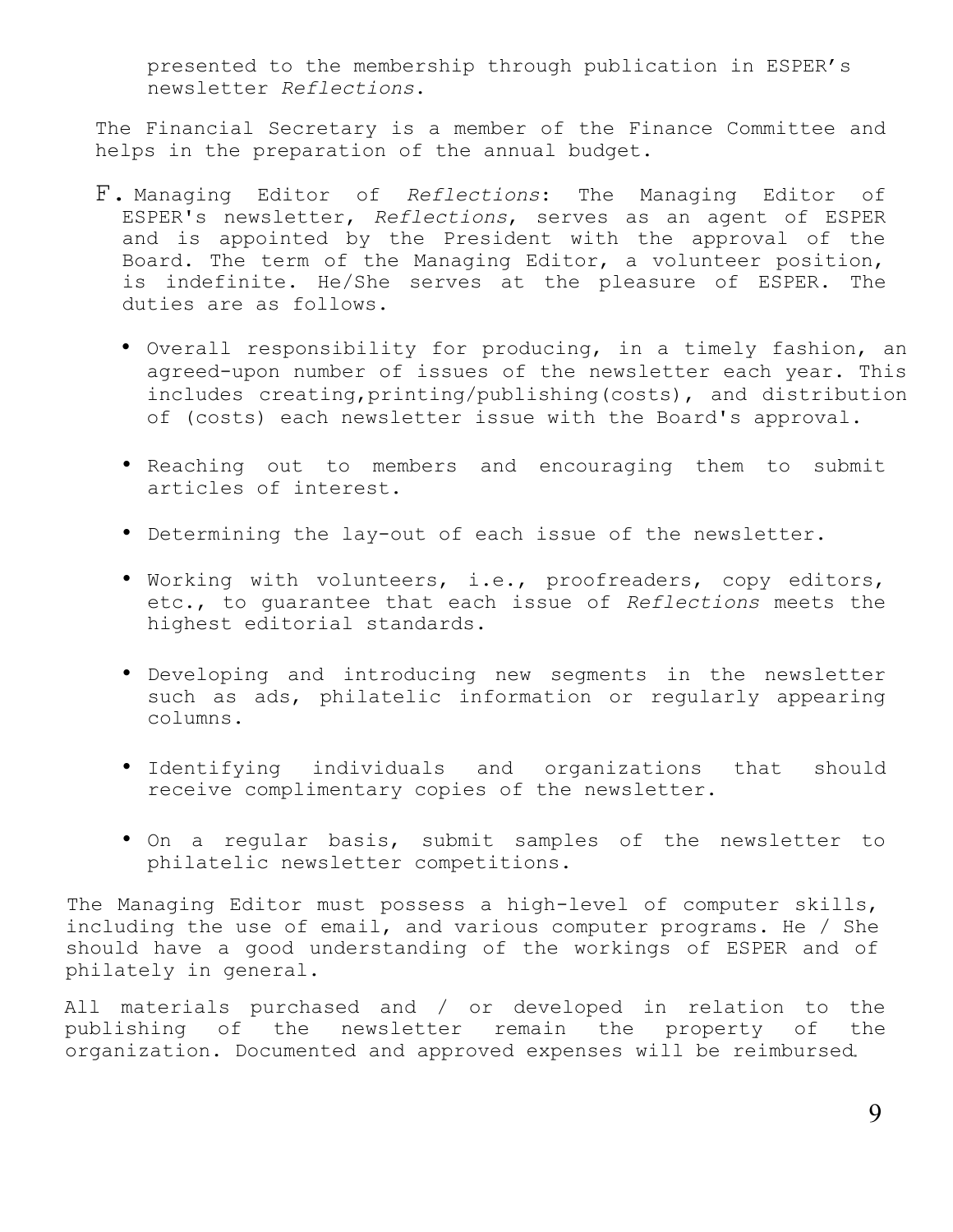presented to the membership through publication in ESPER's newsletter *Reflections*.

The Financial Secretary is a member of the Finance Committee and helps in the preparation of the annual budget.

F. Managing Editor of *Reflections*: The Managing Editor of ESPER's newsletter, *Reflections*, serves as an agent of ESPER and is appointed by the President with the approval of the Board. The term of the Managing Editor, a volunteer position, is indefinite. He/She serves at the pleasure of ESPER. The duties are as follows.

- Overall responsibility for producing, in a timely fashion, an agreed-upon number of issues of the newsletter each year. This includes creating,printing/publishing(costs), and distribution of (costs) each newsletter issue with the Board's approval.

- Reaching out to members and encouraging them to submit articles of interest.

- Determining the lay-out of each issue of the newsletter.

- Working with volunteers, i.e., proofreaders, copy editors, etc., to guarantee that each issue of *Reflections* meets the highest editorial standards.

- Developing and introducing new segments in the newsletter such as ads, philatelic information or regularly appearing columns.

- Identifying individuals and organizations that should receive complimentary copies of the newsletter.

- On a regular basis, submit samples of the newsletter to philatelic newsletter competitions.

The Managing Editor must possess a high-level of computer skills, including the use of email, and various computer programs. He / She should have a good understanding of the workings of ESPER and of philately in general.

All materials purchased and / or developed in relation to the publishing of the newsletter remain the property of the organization. Documented and approved expenses will be reimbursed.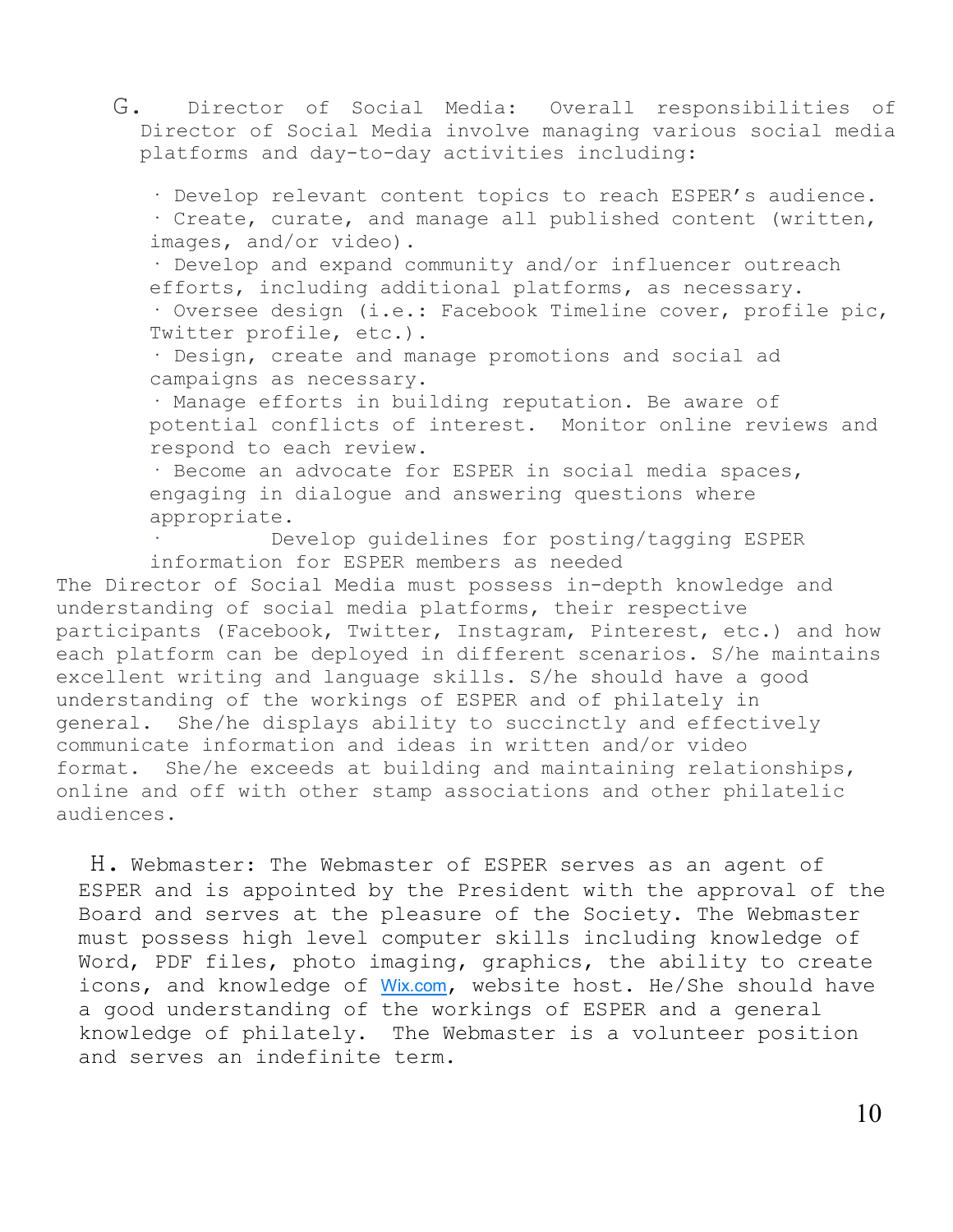G. Director of Social Media: Overall responsibilities of Director of Social Media involve managing various social media platforms and day-to-day activities including:

- Develop relevant content topics to reach ESPER's audience.
- Create, curate, and manage all published content (written, images, and/or video).
- Develop and expand community and/or influencer outreach efforts, including additional platforms, as necessary.
- Oversee design (i.e.: Facebook Timeline cover, profile pic, Twitter profile, etc.).
- Design, create and manage promotions and social ad campaigns as necessary.
- Manage efforts in building reputation. Be aware of potential conflicts of interest. Monitor online reviews and respond to each review.
- Become an advocate for ESPER in social media spaces, engaging in dialogue and answering questions where appropriate.
- Develop guidelines for posting/tagging ESPER information for ESPER members as needed

The Director of Social Media must possess in-depth knowledge and understanding of social media platforms, their respective participants (Facebook, Twitter, Instagram, Pinterest, etc.) and how each platform can be deployed in different scenarios. S/he maintains excellent writing and language skills. S/he should have a good understanding of the workings of ESPER and of philately in general. She/he displays ability to succinctly and effectively communicate information and ideas in written and/or video format. She/he exceeds at building and maintaining relationships, online and off with other stamp associations and other philatelic audiences.

H. Webmaster: The Webmaster of ESPER serves as an agent of ESPER and is appointed by the President with the approval of the Board and serves at the pleasure of the Society. The Webmaster must possess high level computer skills including knowledge of Word, PDF files, photo imaging, graphics, the ability to create icons, and knowledge of Wix.com, website host. He/She should have a good understanding of the workings of ESPER and a general knowledge of philately. The Webmaster is a volunteer position and serves an indefinite term.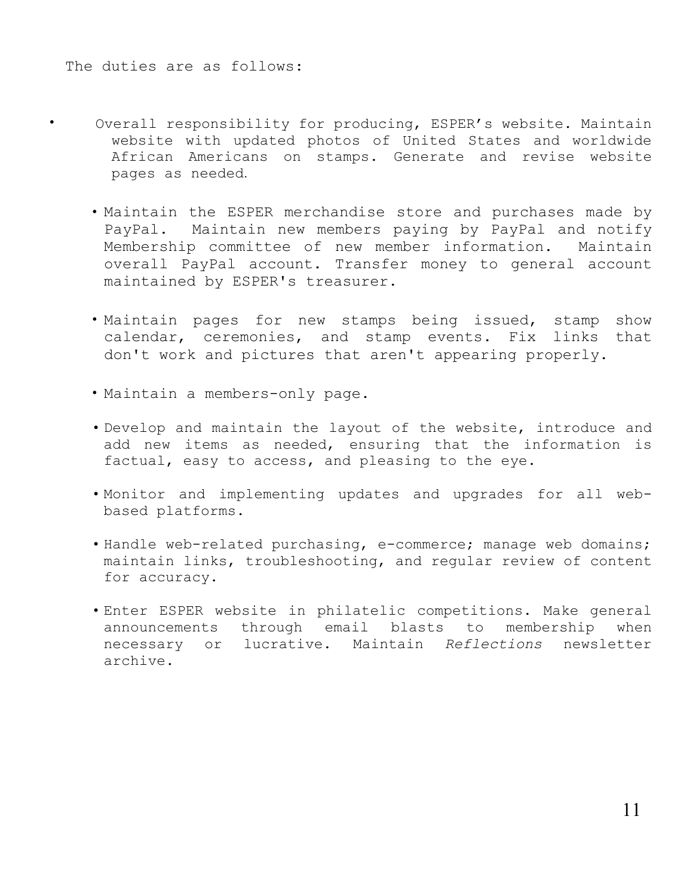The duties are as follows:

- Overall responsibility for producing, ESPER's website. Maintain website with updated photos of United States and worldwide African Americans on stamps. Generate and revise website pages as needed.

- Maintain the ESPER merchandise store and purchases made by PayPal. Maintain new members paying by PayPal and notify Membership committee of new member information. Maintain overall PayPal account. Transfer money to general account maintained by ESPER's treasurer.

- Maintain pages for new stamps being issued, stamp show calendar, ceremonies, and stamp events. Fix links that don't work and pictures that aren't appearing properly.

- Maintain a members-only page.

- Develop and maintain the layout of the website, introduce and add new items as needed, ensuring that the information is factual, easy to access, and pleasing to the eye.

- Monitor and implementing updates and upgrades for all web-based platforms.

- Handle web-related purchasing, e-commerce; manage web domains; maintain links, troubleshooting, and regular review of content for accuracy.

- Enter ESPER website in philatelic competitions. Make general announcements through email blasts to membership when necessary or lucrative. Maintain *Reflections* newsletter archive.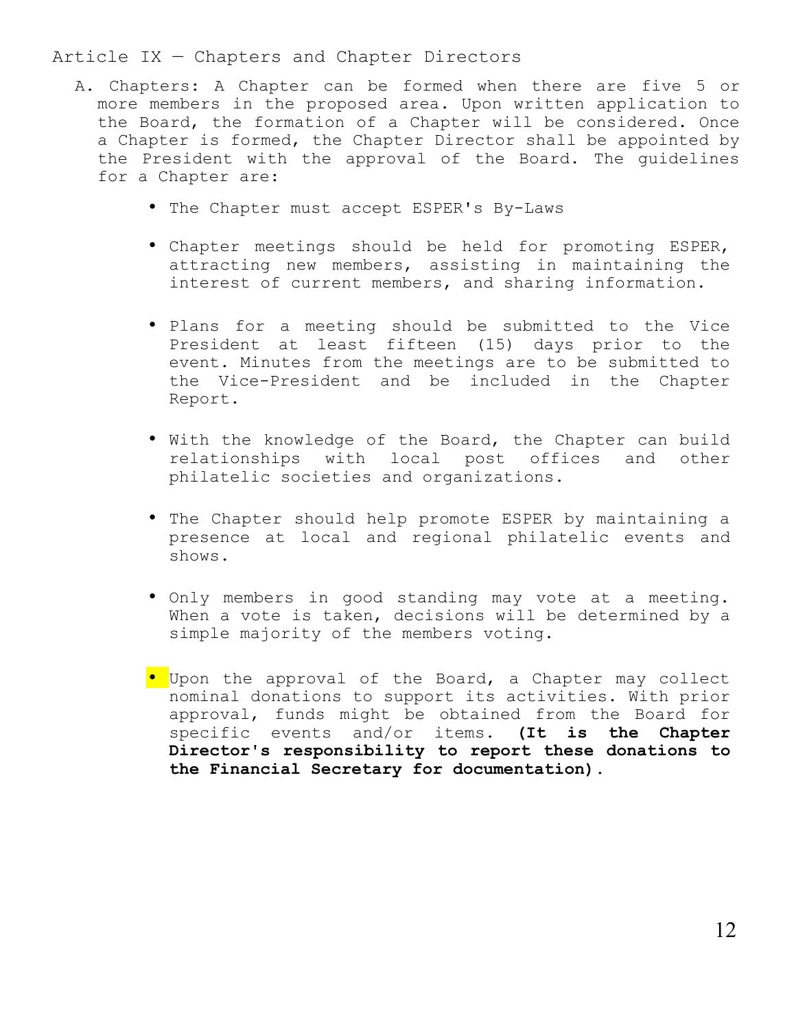## Article IX — Chapters and Chapter Directors

A. Chapters: A Chapter can be formed when there are five 5 or more members in the proposed area. Upon written application to the Board, the formation of a Chapter will be considered. Once a Chapter is formed, the Chapter Director shall be appointed by the President with the approval of the Board. The guidelines for a Chapter are:

- The Chapter must accept ESPER's By-Laws

- Chapter meetings should be held for promoting ESPER, attracting new members, assisting in maintaining the interest of current members, and sharing information.

- Plans for a meeting should be submitted to the Vice President at least fifteen (15) days prior to the event. Minutes from the meetings are to be submitted to the Vice-President and be included in the Chapter Report.

- With the knowledge of the Board, the Chapter can build relationships with local post offices and other philatelic societies and organizations.

- The Chapter should help promote ESPER by maintaining a presence at local and regional philatelic events and shows.

- Only members in good standing may vote at a meeting. When a vote is taken, decisions will be determined by a simple majority of the members voting.

- Upon the approval of the Board, a Chapter may collect nominal donations to support its activities. With prior approval, funds might be obtained from the Board for specific events and/or items. **(It is the Chapter Director's responsibility to report these donations to the Financial Secretary for documentation).**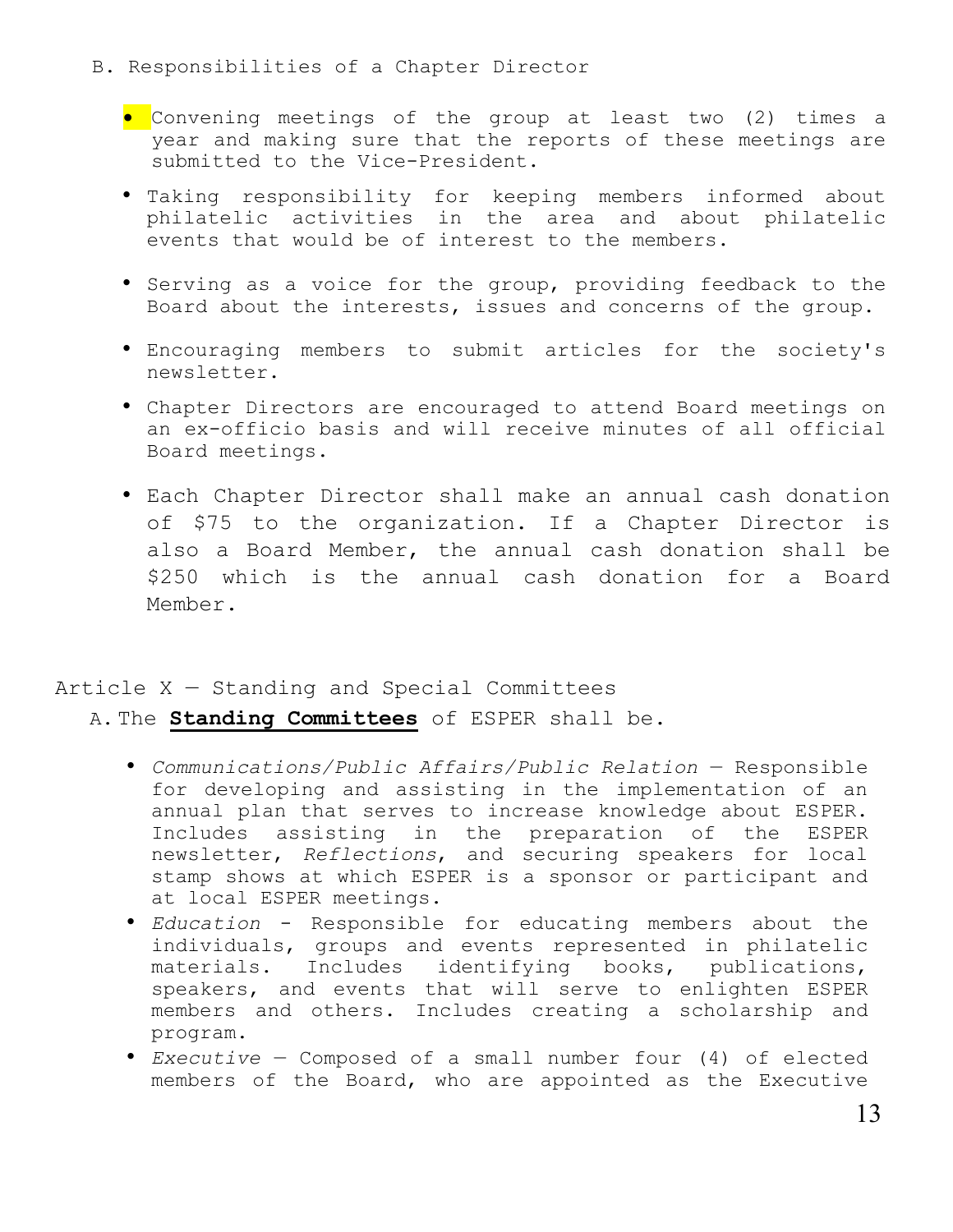B. Responsibilities of a Chapter Director

- Convening meetings of the group at least two (2) times a year and making sure that the reports of these meetings are submitted to the Vice-President.
- Taking responsibility for keeping members informed about philatelic activities in the area and about philatelic events that would be of interest to the members.
- Serving as a voice for the group, providing feedback to the Board about the interests, issues and concerns of the group.
- Encouraging members to submit articles for the society's newsletter.
- Chapter Directors are encouraged to attend Board meetings on an ex-officio basis and will receive minutes of all official Board meetings.
- Each Chapter Director shall make an annual cash donation of $75 to the organization. If a Chapter Director is also a Board Member, the annual cash donation shall be $250 which is the annual cash donation for a Board Member.

Article X — Standing and Special Committees

A. The **Standing Committees** of ESPER shall be.

- *Communications/Public Affairs/Public Relation* — Responsible for developing and assisting in the implementation of an annual plan that serves to increase knowledge about ESPER. Includes assisting in the preparation of the ESPER newsletter, *Reflections*, and securing speakers for local stamp shows at which ESPER is a sponsor or participant and at local ESPER meetings.
- *Education* - Responsible for educating members about the individuals, groups and events represented in philatelic materials. Includes identifying books, publications, speakers, and events that will serve to enlighten ESPER members and others. Includes creating a scholarship and program.
- *Executive* — Composed of a small number four (4) of elected members of the Board, who are appointed as the Executive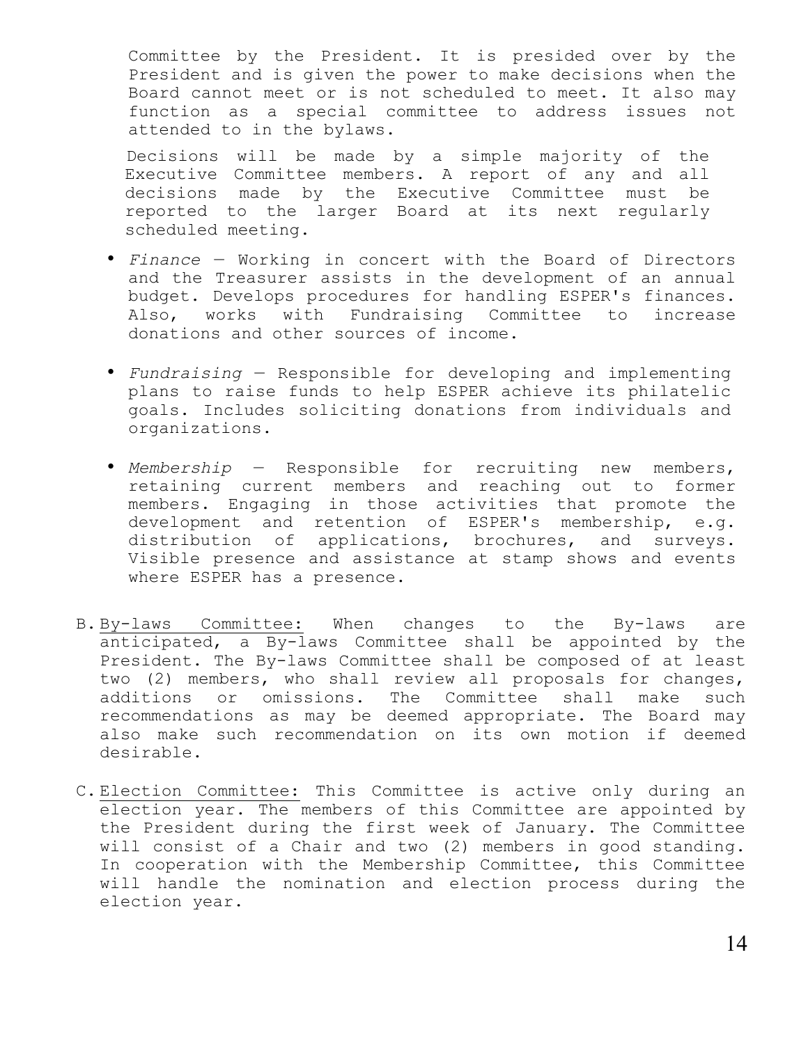Committee by the President. It is presided over by the President and is given the power to make decisions when the Board cannot meet or is not scheduled to meet. It also may function as a special committee to address issues not attended to in the bylaws.

Decisions will be made by a simple majority of the Executive Committee members. A report of any and all decisions made by the Executive Committee must be reported to the larger Board at its next regularly scheduled meeting.

- *Finance* — Working in concert with the Board of Directors and the Treasurer assists in the development of an annual budget. Develops procedures for handling ESPER's finances. Also, works with Fundraising Committee to increase donations and other sources of income.

- *Fundraising* — Responsible for developing and implementing plans to raise funds to help ESPER achieve its philatelic goals. Includes soliciting donations from individuals and organizations.

- *Membership* — Responsible for recruiting new members, retaining current members and reaching out to former members. Engaging in those activities that promote the development and retention of ESPER's membership, e.g. distribution of applications, brochures, and surveys. Visible presence and assistance at stamp shows and events where ESPER has a presence.

B. <u>By-laws Committee:</u> When changes to the By-laws are anticipated, a By-laws Committee shall be appointed by the President. The By-laws Committee shall be composed of at least two (2) members, who shall review all proposals for changes, additions or omissions. The Committee shall make such recommendations as may be deemed appropriate. The Board may also make such recommendation on its own motion if deemed desirable.

C. <u>Election Committee:</u> This Committee is active only during an election year. The members of this Committee are appointed by the President during the first week of January. The Committee will consist of a Chair and two (2) members in good standing. In cooperation with the Membership Committee, this Committee will handle the nomination and election process during the election year.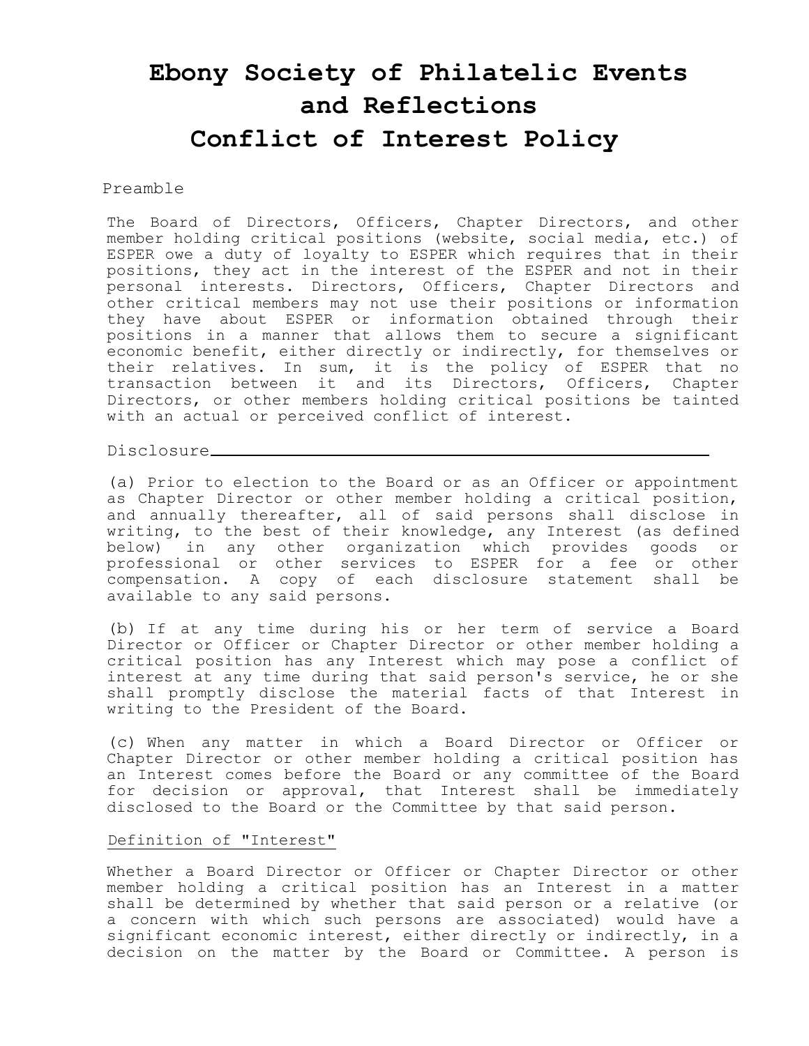# Ebony Society of Philatelic Events and Reflections Conflict of Interest Policy

Preamble

The Board of Directors, Officers, Chapter Directors, and other member holding critical positions (website, social media, etc.) of ESPER owe a duty of loyalty to ESPER which requires that in their positions, they act in the interest of the ESPER and not in their personal interests. Directors, Officers, Chapter Directors and other critical members may not use their positions or information they have about ESPER or information obtained through their positions in a manner that allows them to secure a significant economic benefit, either directly or indirectly, for themselves or their relatives. In sum, it is the policy of ESPER that no transaction between it and its Directors, Officers, Chapter Directors, or other members holding critical positions be tainted with an actual or perceived conflict of interest.

Disclosure

(a) Prior to election to the Board or as an Officer or appointment as Chapter Director or other member holding a critical position, and annually thereafter, all of said persons shall disclose in writing, to the best of their knowledge, any Interest (as defined below) in any other organization which provides goods or professional or other services to ESPER for a fee or other compensation. A copy of each disclosure statement shall be available to any said persons.

(b) If at any time during his or her term of service a Board Director or Officer or Chapter Director or other member holding a critical position has any Interest which may pose a conflict of interest at any time during that said person's service, he or she shall promptly disclose the material facts of that Interest in writing to the President of the Board.

(c) When any matter in which a Board Director or Officer or Chapter Director or other member holding a critical position has an Interest comes before the Board or any committee of the Board for decision or approval, that Interest shall be immediately disclosed to the Board or the Committee by that said person.

Definition of "Interest"

Whether a Board Director or Officer or Chapter Director or other member holding a critical position has an Interest in a matter shall be determined by whether that said person or a relative (or a concern with which such persons are associated) would have a significant economic interest, either directly or indirectly, in a decision on the matter by the Board or Committee. A person is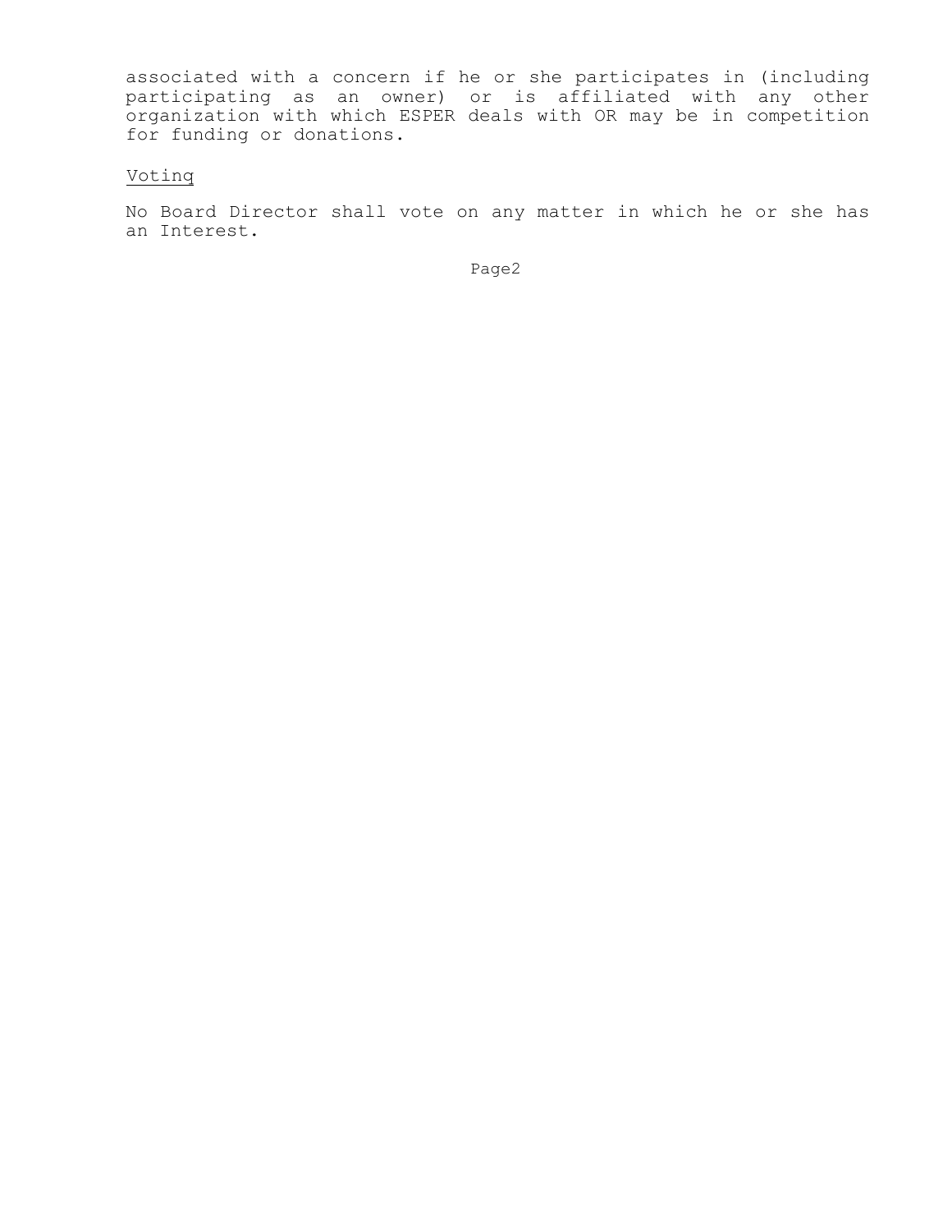associated with a concern if he or she participates in (including participating as an owner) or is affiliated with any other organization with which ESPER deals with OR may be in competition for funding or donations.

<u>Voting</u>

No Board Director shall vote on any matter in which he or she has an Interest.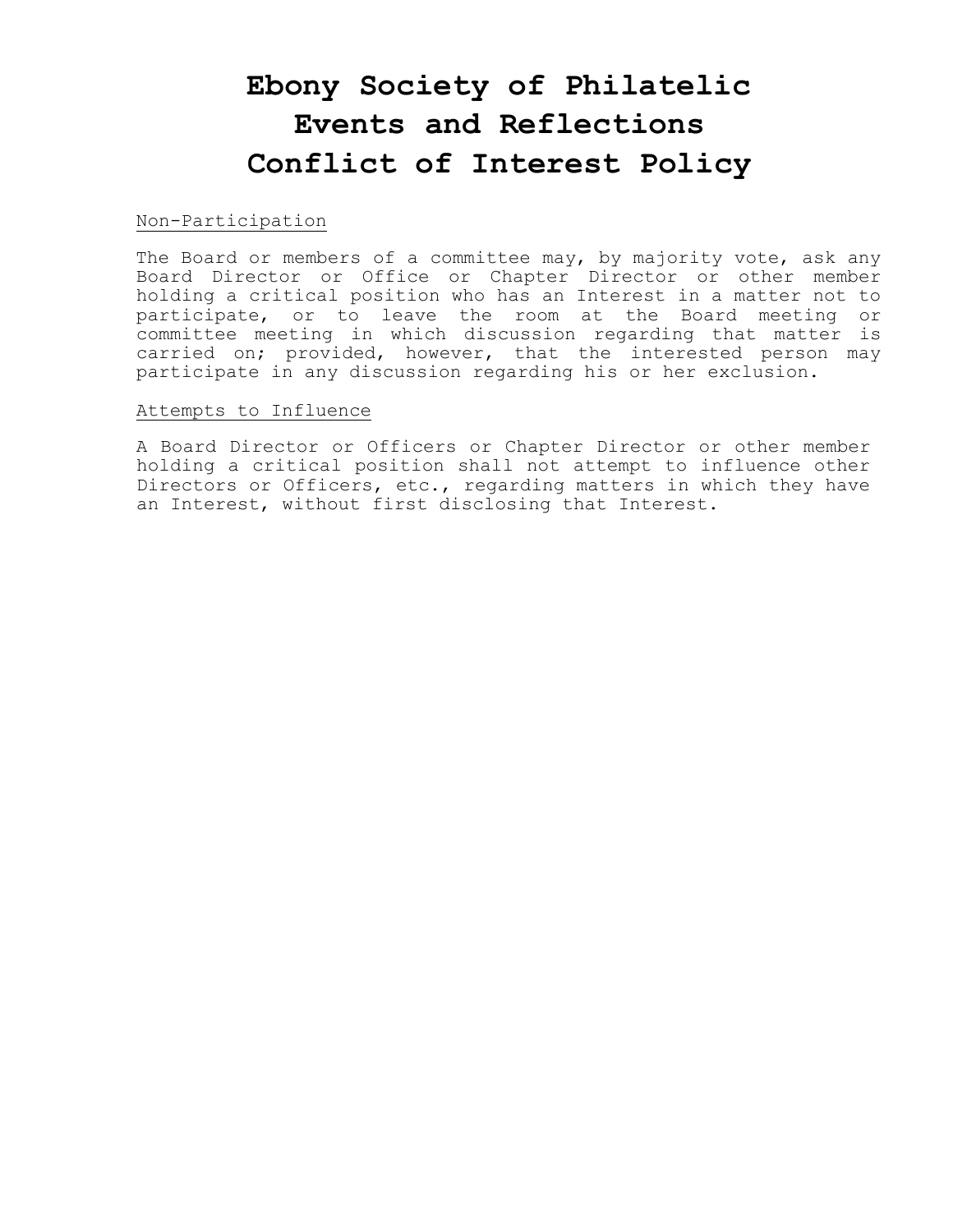# Ebony Society of Philatelic Events and Reflections Conflict of Interest Policy

Non-Participation

The Board or members of a committee may, by majority vote, ask any Board Director or Office or Chapter Director or other member holding a critical position who has an Interest in a matter not to participate, or to leave the room at the Board meeting or committee meeting in which discussion regarding that matter is carried on; provided, however, that the interested person may participate in any discussion regarding his or her exclusion.

Attempts to Influence

A Board Director or Officers or Chapter Director or other member holding a critical position shall not attempt to influence other Directors or Officers, etc., regarding matters in which they have an Interest, without first disclosing that Interest.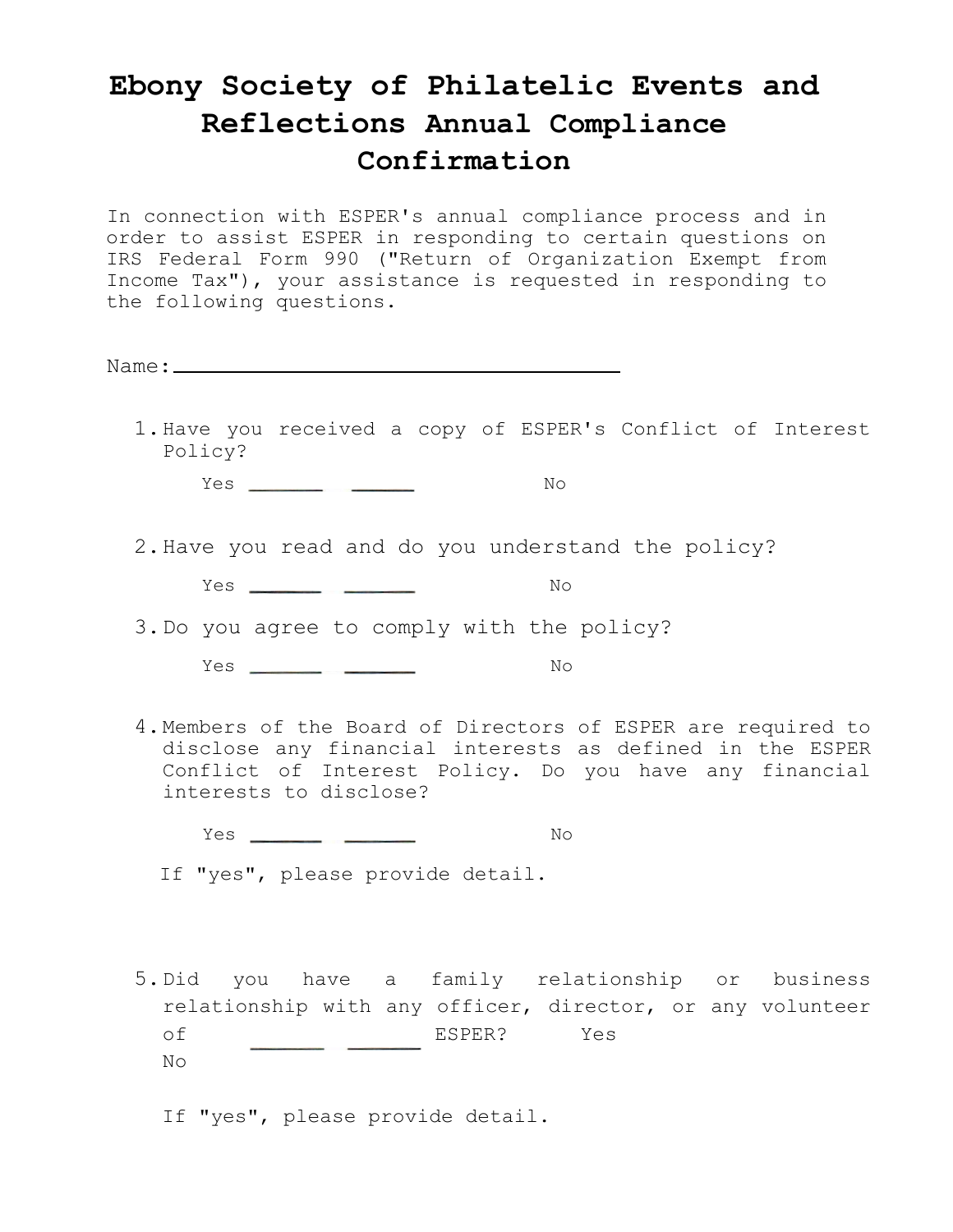# Ebony Society of Philatelic Events and Reflections Annual Compliance Confirmation

In connection with ESPER's annual compliance process and in order to assist ESPER in responding to certain questions on IRS Federal Form 990 ("Return of Organization Exempt from Income Tax"), your assistance is requested in responding to the following questions.

Name:______________________________________

1. Have you received a copy of ESPER's Conflict of Interest Policy?

   Yes ______ ______ No

2. Have you read and do you understand the policy?

   Yes ______ ______ No

3. Do you agree to comply with the policy?

   Yes ______ ______ No

4. Members of the Board of Directors of ESPER are required to disclose any financial interests as defined in the ESPER Conflict of Interest Policy. Do you have any financial interests to disclose?

   Yes ______ ______ No

   If "yes", please provide detail.

5. Did you have a family relationship or business relationship with any officer, director, or any volunteer of ______ ______ ESPER? Yes No

   If "yes", please provide detail.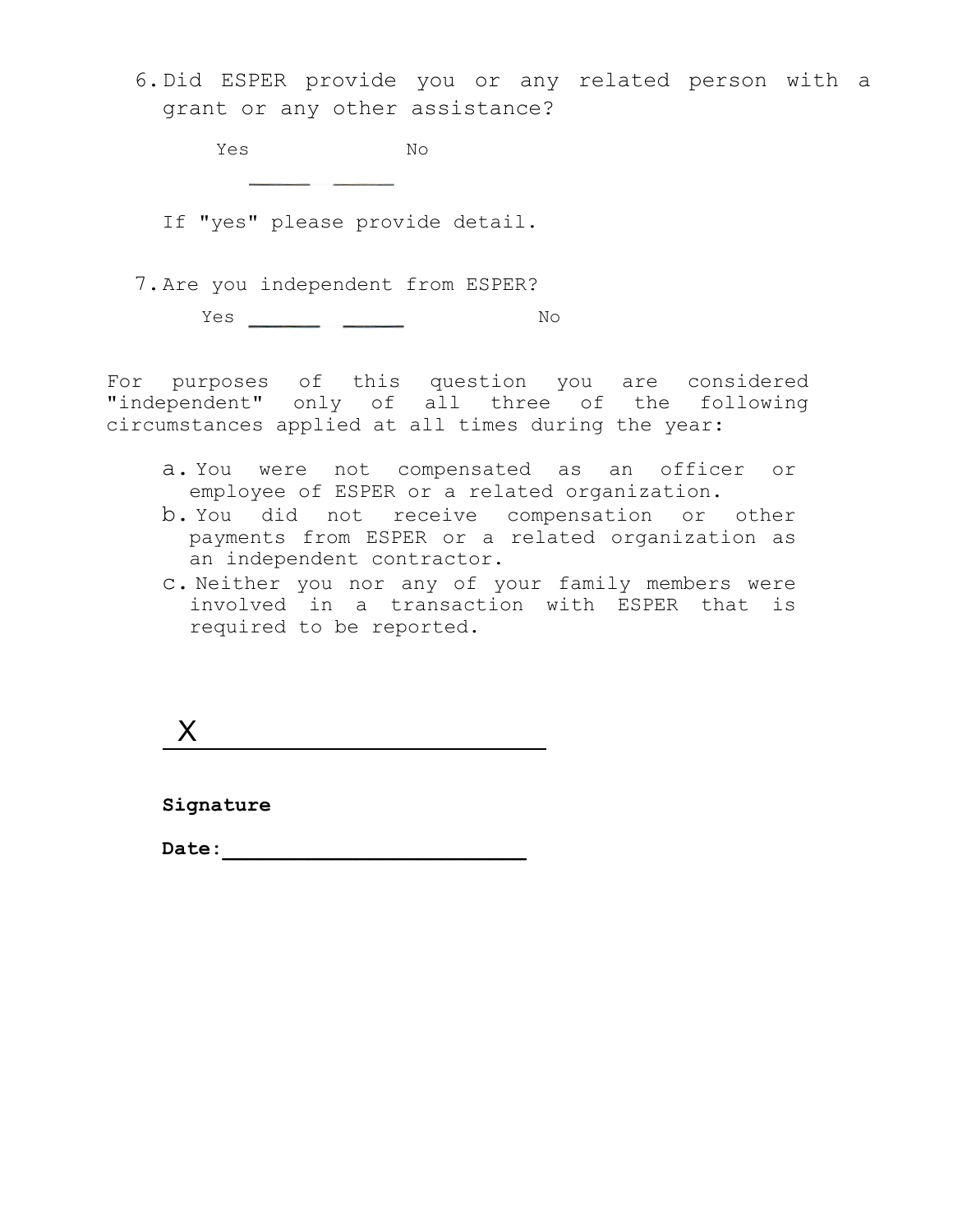6. Did ESPER provide you or any related person with a grant or any other assistance?

   Yes ______ No ______

   If "yes" please provide detail.

7. Are you independent from ESPER?

   Yes ______ ______ No

For purposes of this question you are considered "independent" only of all three of the following circumstances applied at all times during the year:

a. You were not compensated as an officer or employee of ESPER or a related organization.
b. You did not receive compensation or other payments from ESPER or a related organization as an independent contractor.
c. Neither you nor any of your family members were involved in a transaction with ESPER that is required to be reported.

X ______________________________

**Signature**

**Date:**______________________________